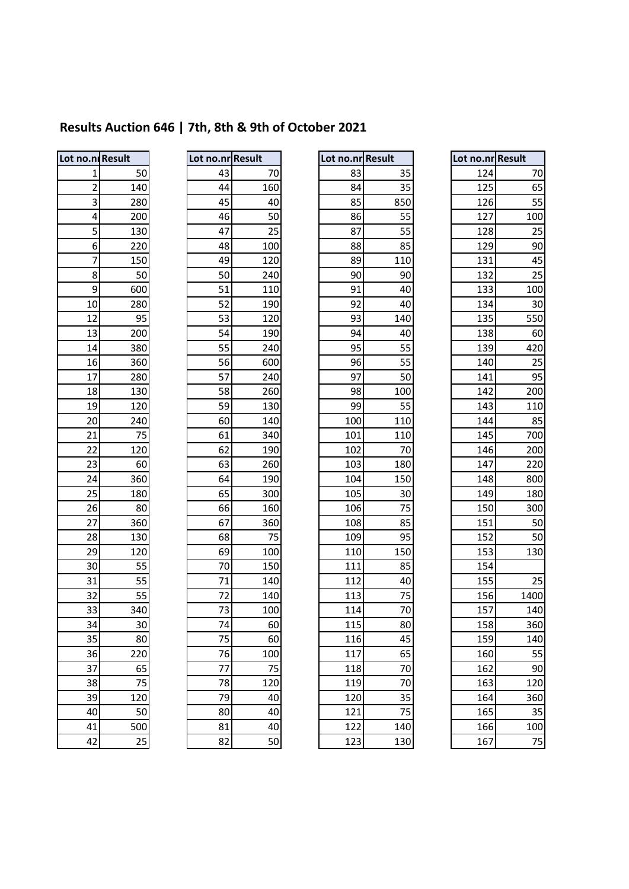## Results Auction 646 | 7th, 8th & 9th of October 2021

| Lot no.nr | Result |
|---|---|
| 1 | 50 |
| 2 | 140 |
| 3 | 280 |
| 4 | 200 |
| 5 | 130 |
| 6 | 220 |
| 7 | 150 |
| 8 | 50 |
| 9 | 600 |
| 10 | 280 |
| 12 | 95 |
| 13 | 200 |
| 14 | 380 |
| 16 | 360 |
| 17 | 280 |
| 18 | 130 |
| 19 | 120 |
| 20 | 240 |
| 21 | 75 |
| 22 | 120 |
| 23 | 60 |
| 24 | 360 |
| 25 | 180 |
| 26 | 80 |
| 27 | 360 |
| 28 | 130 |
| 29 | 120 |
| 30 | 55 |
| 31 | 55 |
| 32 | 55 |
| 33 | 340 |
| 34 | 30 |
| 35 | 80 |
| 36 | 220 |
| 37 | 65 |
| 38 | 75 |
| 39 | 120 |
| 40 | 50 |
| 41 | 500 |
| 42 | 25 |
| 43 | 70 |
| 44 | 160 |
| 45 | 40 |
| 46 | 50 |
| 47 | 25 |
| 48 | 100 |
| 49 | 120 |
| 50 | 240 |
| 51 | 110 |
| 52 | 190 |
| 53 | 120 |
| 54 | 190 |
| 55 | 240 |
| 56 | 600 |
| 57 | 240 |
| 58 | 260 |
| 59 | 130 |
| 60 | 140 |
| 61 | 340 |
| 62 | 190 |
| 63 | 260 |
| 64 | 190 |
| 65 | 300 |
| 66 | 160 |
| 67 | 360 |
| 68 | 75 |
| 69 | 100 |
| 70 | 150 |
| 71 | 140 |
| 72 | 140 |
| 73 | 100 |
| 74 | 60 |
| 75 | 60 |
| 76 | 100 |
| 77 | 75 |
| 78 | 120 |
| 79 | 40 |
| 80 | 40 |
| 81 | 40 |
| 82 | 50 |
| 83 | 35 |
| 84 | 35 |
| 85 | 850 |
| 86 | 55 |
| 87 | 55 |
| 88 | 85 |
| 89 | 110 |
| 90 | 90 |
| 91 | 40 |
| 92 | 40 |
| 93 | 140 |
| 94 | 40 |
| 95 | 55 |
| 96 | 55 |
| 97 | 50 |
| 98 | 100 |
| 99 | 55 |
| 100 | 110 |
| 101 | 110 |
| 102 | 70 |
| 103 | 180 |
| 104 | 150 |
| 105 | 30 |
| 106 | 75 |
| 108 | 85 |
| 109 | 95 |
| 110 | 150 |
| 111 | 85 |
| 112 | 40 |
| 113 | 75 |
| 114 | 70 |
| 115 | 80 |
| 116 | 45 |
| 117 | 65 |
| 118 | 70 |
| 119 | 70 |
| 120 | 35 |
| 121 | 75 |
| 122 | 140 |
| 123 | 130 |
| 124 | 70 |
| 125 | 65 |
| 126 | 55 |
| 127 | 100 |
| 128 | 25 |
| 129 | 90 |
| 131 | 45 |
| 132 | 25 |
| 133 | 100 |
| 134 | 30 |
| 135 | 550 |
| 138 | 60 |
| 139 | 420 |
| 140 | 25 |
| 141 | 95 |
| 142 | 200 |
| 143 | 110 |
| 144 | 85 |
| 145 | 700 |
| 146 | 200 |
| 147 | 220 |
| 148 | 800 |
| 149 | 180 |
| 150 | 300 |
| 151 | 50 |
| 152 | 50 |
| 153 | 130 |
| 154 | |
| 155 | 25 |
| 156 | 1400 |
| 157 | 140 |
| 158 | 360 |
| 159 | 140 |
| 160 | 55 |
| 162 | 90 |
| 163 | 120 |
| 164 | 360 |
| 165 | 35 |
| 166 | 100 |
| 167 | 75 |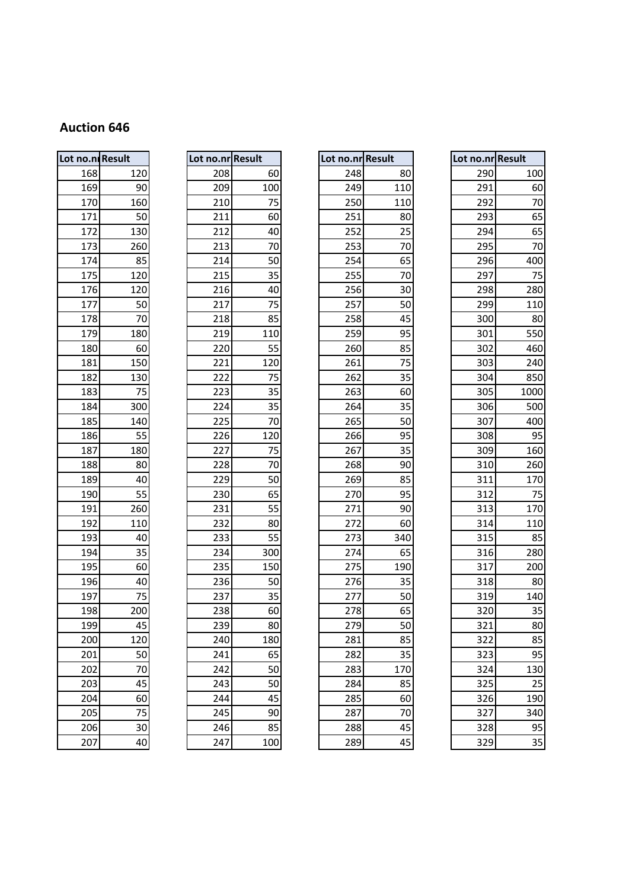## Auction 646

| Lot no.nr | Result |
|---|---|
| 168 | 120 |
| 169 | 90 |
| 170 | 160 |
| 171 | 50 |
| 172 | 130 |
| 173 | 260 |
| 174 | 85 |
| 175 | 120 |
| 176 | 120 |
| 177 | 50 |
| 178 | 70 |
| 179 | 180 |
| 180 | 60 |
| 181 | 150 |
| 182 | 130 |
| 183 | 75 |
| 184 | 300 |
| 185 | 140 |
| 186 | 55 |
| 187 | 180 |
| 188 | 80 |
| 189 | 40 |
| 190 | 55 |
| 191 | 260 |
| 192 | 110 |
| 193 | 40 |
| 194 | 35 |
| 195 | 60 |
| 196 | 40 |
| 197 | 75 |
| 198 | 200 |
| 199 | 45 |
| 200 | 120 |
| 201 | 50 |
| 202 | 70 |
| 203 | 45 |
| 204 | 60 |
| 205 | 75 |
| 206 | 30 |
| 207 | 40 |

| Lot no.nr | Result |
|---|---|
| 208 | 60 |
| 209 | 100 |
| 210 | 75 |
| 211 | 60 |
| 212 | 40 |
| 213 | 70 |
| 214 | 50 |
| 215 | 35 |
| 216 | 40 |
| 217 | 75 |
| 218 | 85 |
| 219 | 110 |
| 220 | 55 |
| 221 | 120 |
| 222 | 75 |
| 223 | 35 |
| 224 | 35 |
| 225 | 70 |
| 226 | 120 |
| 227 | 75 |
| 228 | 70 |
| 229 | 50 |
| 230 | 65 |
| 231 | 55 |
| 232 | 80 |
| 233 | 55 |
| 234 | 300 |
| 235 | 150 |
| 236 | 50 |
| 237 | 35 |
| 238 | 60 |
| 239 | 80 |
| 240 | 180 |
| 241 | 65 |
| 242 | 50 |
| 243 | 50 |
| 244 | 45 |
| 245 | 90 |
| 246 | 85 |
| 247 | 100 |

| Lot no.nr | Result |
|---|---|
| 248 | 80 |
| 249 | 110 |
| 250 | 110 |
| 251 | 80 |
| 252 | 25 |
| 253 | 70 |
| 254 | 65 |
| 255 | 70 |
| 256 | 30 |
| 257 | 50 |
| 258 | 45 |
| 259 | 95 |
| 260 | 85 |
| 261 | 75 |
| 262 | 35 |
| 263 | 60 |
| 264 | 35 |
| 265 | 50 |
| 266 | 95 |
| 267 | 35 |
| 268 | 90 |
| 269 | 85 |
| 270 | 95 |
| 271 | 90 |
| 272 | 60 |
| 273 | 340 |
| 274 | 65 |
| 275 | 190 |
| 276 | 35 |
| 277 | 50 |
| 278 | 65 |
| 279 | 50 |
| 281 | 85 |
| 282 | 35 |
| 283 | 170 |
| 284 | 85 |
| 285 | 60 |
| 287 | 70 |
| 288 | 45 |
| 289 | 45 |

| Lot no.nr | Result |
|---|---|
| 290 | 100 |
| 291 | 60 |
| 292 | 70 |
| 293 | 65 |
| 294 | 65 |
| 295 | 70 |
| 296 | 400 |
| 297 | 75 |
| 298 | 280 |
| 299 | 110 |
| 300 | 80 |
| 301 | 550 |
| 302 | 460 |
| 303 | 240 |
| 304 | 850 |
| 305 | 1000 |
| 306 | 500 |
| 307 | 400 |
| 308 | 95 |
| 309 | 160 |
| 310 | 260 |
| 311 | 170 |
| 312 | 75 |
| 313 | 170 |
| 314 | 110 |
| 315 | 85 |
| 316 | 280 |
| 317 | 200 |
| 318 | 80 |
| 319 | 140 |
| 320 | 35 |
| 321 | 80 |
| 322 | 85 |
| 323 | 95 |
| 324 | 130 |
| 325 | 25 |
| 326 | 190 |
| 327 | 340 |
| 328 | 95 |
| 329 | 35 |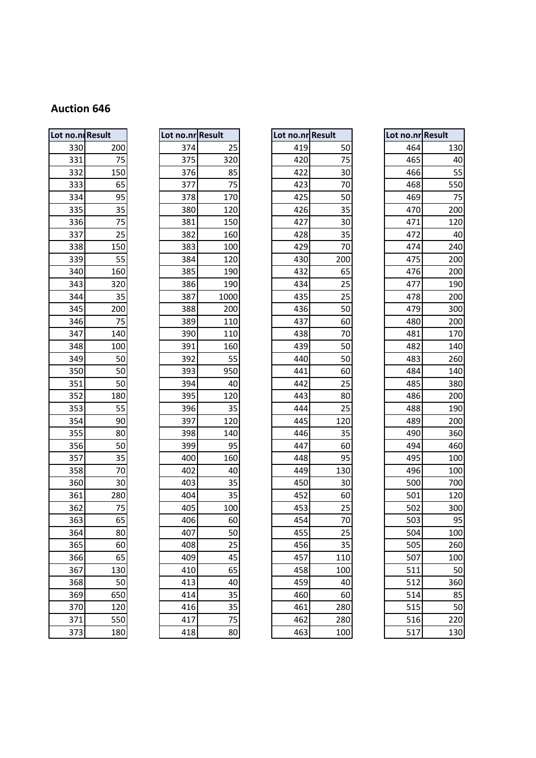## Auction 646

| Lot no.nr | Result |
|---|---|
| 330 | 200 |
| 331 | 75 |
| 332 | 150 |
| 333 | 65 |
| 334 | 95 |
| 335 | 35 |
| 336 | 75 |
| 337 | 25 |
| 338 | 150 |
| 339 | 55 |
| 340 | 160 |
| 343 | 320 |
| 344 | 35 |
| 345 | 200 |
| 346 | 75 |
| 347 | 140 |
| 348 | 100 |
| 349 | 50 |
| 350 | 50 |
| 351 | 50 |
| 352 | 180 |
| 353 | 55 |
| 354 | 90 |
| 355 | 80 |
| 356 | 50 |
| 357 | 35 |
| 358 | 70 |
| 360 | 30 |
| 361 | 280 |
| 362 | 75 |
| 363 | 65 |
| 364 | 80 |
| 365 | 60 |
| 366 | 65 |
| 367 | 130 |
| 368 | 50 |
| 369 | 650 |
| 370 | 120 |
| 371 | 550 |
| 373 | 180 |

| Lot no.nr | Result |
|---|---|
| 374 | 25 |
| 375 | 320 |
| 376 | 85 |
| 377 | 75 |
| 378 | 170 |
| 380 | 120 |
| 381 | 150 |
| 382 | 160 |
| 383 | 100 |
| 384 | 120 |
| 385 | 190 |
| 386 | 190 |
| 387 | 1000 |
| 388 | 200 |
| 389 | 110 |
| 390 | 110 |
| 391 | 160 |
| 392 | 55 |
| 393 | 950 |
| 394 | 40 |
| 395 | 120 |
| 396 | 35 |
| 397 | 120 |
| 398 | 140 |
| 399 | 95 |
| 400 | 160 |
| 402 | 40 |
| 403 | 35 |
| 404 | 35 |
| 405 | 100 |
| 406 | 60 |
| 407 | 50 |
| 408 | 25 |
| 409 | 45 |
| 410 | 65 |
| 413 | 40 |
| 414 | 35 |
| 416 | 35 |
| 417 | 75 |
| 418 | 80 |

| Lot no.nr | Result |
|---|---|
| 419 | 50 |
| 420 | 75 |
| 422 | 30 |
| 423 | 70 |
| 425 | 50 |
| 426 | 35 |
| 427 | 30 |
| 428 | 35 |
| 429 | 70 |
| 430 | 200 |
| 432 | 65 |
| 434 | 25 |
| 435 | 25 |
| 436 | 50 |
| 437 | 60 |
| 438 | 70 |
| 439 | 50 |
| 440 | 50 |
| 441 | 60 |
| 442 | 25 |
| 443 | 80 |
| 444 | 25 |
| 445 | 120 |
| 446 | 35 |
| 447 | 60 |
| 448 | 95 |
| 449 | 130 |
| 450 | 30 |
| 452 | 60 |
| 453 | 25 |
| 454 | 70 |
| 455 | 25 |
| 456 | 35 |
| 457 | 110 |
| 458 | 100 |
| 459 | 40 |
| 460 | 60 |
| 461 | 280 |
| 462 | 280 |
| 463 | 100 |

| Lot no.nr | Result |
|---|---|
| 464 | 130 |
| 465 | 40 |
| 466 | 55 |
| 468 | 550 |
| 469 | 75 |
| 470 | 200 |
| 471 | 120 |
| 472 | 40 |
| 474 | 240 |
| 475 | 200 |
| 476 | 200 |
| 477 | 190 |
| 478 | 200 |
| 479 | 300 |
| 480 | 200 |
| 481 | 170 |
| 482 | 140 |
| 483 | 260 |
| 484 | 140 |
| 485 | 380 |
| 486 | 200 |
| 488 | 190 |
| 489 | 200 |
| 490 | 360 |
| 494 | 460 |
| 495 | 100 |
| 496 | 100 |
| 500 | 700 |
| 501 | 120 |
| 502 | 300 |
| 503 | 95 |
| 504 | 100 |
| 505 | 260 |
| 507 | 100 |
| 511 | 50 |
| 512 | 360 |
| 514 | 85 |
| 515 | 50 |
| 516 | 220 |
| 517 | 130 |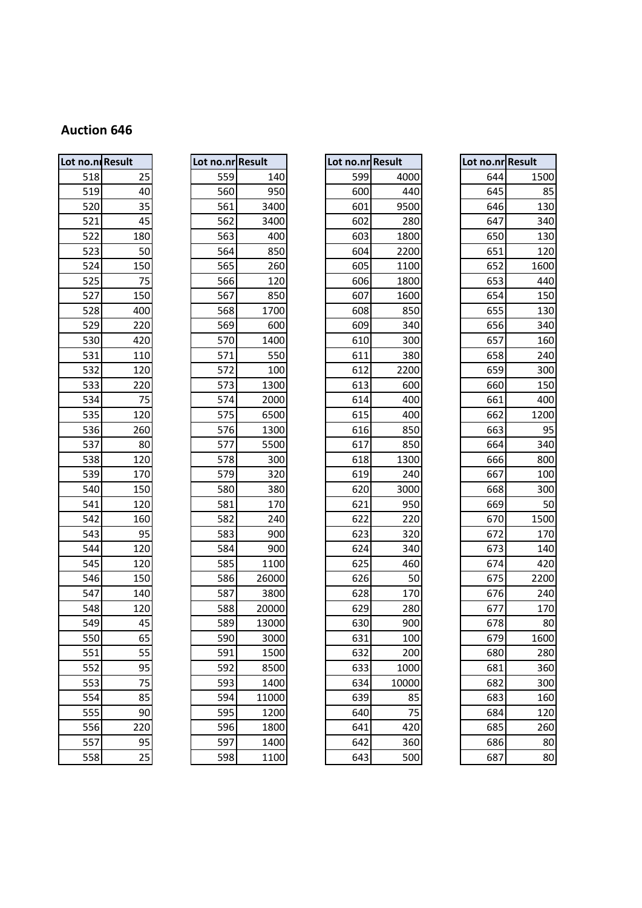## Auction 646

| Lot no.nr | Result |
|---|---|
| 518 | 25 |
| 519 | 40 |
| 520 | 35 |
| 521 | 45 |
| 522 | 180 |
| 523 | 50 |
| 524 | 150 |
| 525 | 75 |
| 527 | 150 |
| 528 | 400 |
| 529 | 220 |
| 530 | 420 |
| 531 | 110 |
| 532 | 120 |
| 533 | 220 |
| 534 | 75 |
| 535 | 120 |
| 536 | 260 |
| 537 | 80 |
| 538 | 120 |
| 539 | 170 |
| 540 | 150 |
| 541 | 120 |
| 542 | 160 |
| 543 | 95 |
| 544 | 120 |
| 545 | 120 |
| 546 | 150 |
| 547 | 140 |
| 548 | 120 |
| 549 | 45 |
| 550 | 65 |
| 551 | 55 |
| 552 | 95 |
| 553 | 75 |
| 554 | 85 |
| 555 | 90 |
| 556 | 220 |
| 557 | 95 |
| 558 | 25 |

| Lot no.nr | Result |
|---|---|
| 559 | 140 |
| 560 | 950 |
| 561 | 3400 |
| 562 | 3400 |
| 563 | 400 |
| 564 | 850 |
| 565 | 260 |
| 566 | 120 |
| 567 | 850 |
| 568 | 1700 |
| 569 | 600 |
| 570 | 1400 |
| 571 | 550 |
| 572 | 100 |
| 573 | 1300 |
| 574 | 2000 |
| 575 | 6500 |
| 576 | 1300 |
| 577 | 5500 |
| 578 | 300 |
| 579 | 320 |
| 580 | 380 |
| 581 | 170 |
| 582 | 240 |
| 583 | 900 |
| 584 | 900 |
| 585 | 1100 |
| 586 | 26000 |
| 587 | 3800 |
| 588 | 20000 |
| 589 | 13000 |
| 590 | 3000 |
| 591 | 1500 |
| 592 | 8500 |
| 593 | 1400 |
| 594 | 11000 |
| 595 | 1200 |
| 596 | 1800 |
| 597 | 1400 |
| 598 | 1100 |

| Lot no.nr | Result |
|---|---|
| 599 | 4000 |
| 600 | 440 |
| 601 | 9500 |
| 602 | 280 |
| 603 | 1800 |
| 604 | 2200 |
| 605 | 1100 |
| 606 | 1800 |
| 607 | 1600 |
| 608 | 850 |
| 609 | 340 |
| 610 | 300 |
| 611 | 380 |
| 612 | 2200 |
| 613 | 600 |
| 614 | 400 |
| 615 | 400 |
| 616 | 850 |
| 617 | 850 |
| 618 | 1300 |
| 619 | 240 |
| 620 | 3000 |
| 621 | 950 |
| 622 | 220 |
| 623 | 320 |
| 624 | 340 |
| 625 | 460 |
| 626 | 50 |
| 628 | 170 |
| 629 | 280 |
| 630 | 900 |
| 631 | 100 |
| 632 | 200 |
| 633 | 1000 |
| 634 | 10000 |
| 639 | 85 |
| 640 | 75 |
| 641 | 420 |
| 642 | 360 |
| 643 | 500 |

| Lot no.nr | Result |
|---|---|
| 644 | 1500 |
| 645 | 85 |
| 646 | 130 |
| 647 | 340 |
| 650 | 130 |
| 651 | 120 |
| 652 | 1600 |
| 653 | 440 |
| 654 | 150 |
| 655 | 130 |
| 656 | 340 |
| 657 | 160 |
| 658 | 240 |
| 659 | 300 |
| 660 | 150 |
| 661 | 400 |
| 662 | 1200 |
| 663 | 95 |
| 664 | 340 |
| 666 | 800 |
| 667 | 100 |
| 668 | 300 |
| 669 | 50 |
| 670 | 1500 |
| 672 | 170 |
| 673 | 140 |
| 674 | 420 |
| 675 | 2200 |
| 676 | 240 |
| 677 | 170 |
| 678 | 80 |
| 679 | 1600 |
| 680 | 280 |
| 681 | 360 |
| 682 | 300 |
| 683 | 160 |
| 684 | 120 |
| 685 | 260 |
| 686 | 80 |
| 687 | 80 |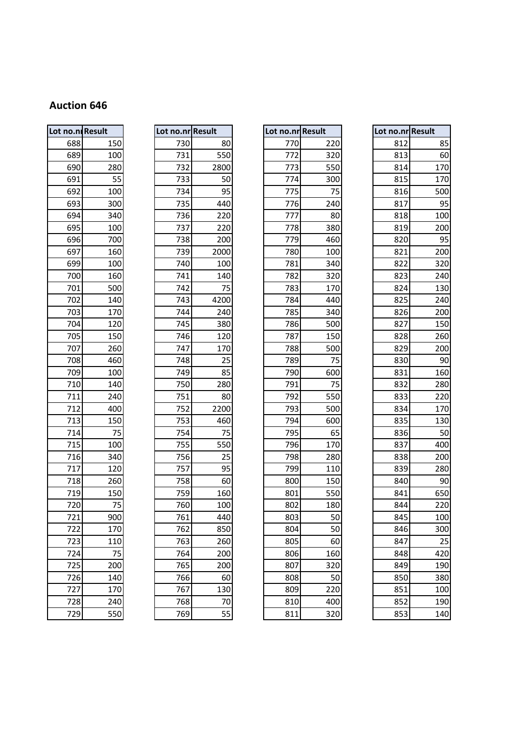## Auction 646

| Lot no.nr | Result |
|---|---|
| 688 | 150 |
| 689 | 100 |
| 690 | 280 |
| 691 | 55 |
| 692 | 100 |
| 693 | 300 |
| 694 | 340 |
| 695 | 100 |
| 696 | 700 |
| 697 | 160 |
| 699 | 100 |
| 700 | 160 |
| 701 | 500 |
| 702 | 140 |
| 703 | 170 |
| 704 | 120 |
| 705 | 150 |
| 707 | 260 |
| 708 | 460 |
| 709 | 100 |
| 710 | 140 |
| 711 | 240 |
| 712 | 400 |
| 713 | 150 |
| 714 | 75 |
| 715 | 100 |
| 716 | 340 |
| 717 | 120 |
| 718 | 260 |
| 719 | 150 |
| 720 | 75 |
| 721 | 900 |
| 722 | 170 |
| 723 | 110 |
| 724 | 75 |
| 725 | 200 |
| 726 | 140 |
| 727 | 170 |
| 728 | 240 |
| 729 | 550 |

| Lot no.nr | Result |
|---|---|
| 730 | 80 |
| 731 | 550 |
| 732 | 2800 |
| 733 | 50 |
| 734 | 95 |
| 735 | 440 |
| 736 | 220 |
| 737 | 220 |
| 738 | 200 |
| 739 | 2000 |
| 740 | 100 |
| 741 | 140 |
| 742 | 75 |
| 743 | 4200 |
| 744 | 240 |
| 745 | 380 |
| 746 | 120 |
| 747 | 170 |
| 748 | 25 |
| 749 | 85 |
| 750 | 280 |
| 751 | 80 |
| 752 | 2200 |
| 753 | 460 |
| 754 | 75 |
| 755 | 550 |
| 756 | 25 |
| 757 | 95 |
| 758 | 60 |
| 759 | 160 |
| 760 | 100 |
| 761 | 440 |
| 762 | 850 |
| 763 | 260 |
| 764 | 200 |
| 765 | 200 |
| 766 | 60 |
| 767 | 130 |
| 768 | 70 |
| 769 | 55 |

| Lot no.nr | Result |
|---|---|
| 770 | 220 |
| 772 | 320 |
| 773 | 550 |
| 774 | 300 |
| 775 | 75 |
| 776 | 240 |
| 777 | 80 |
| 778 | 380 |
| 779 | 460 |
| 780 | 100 |
| 781 | 340 |
| 782 | 320 |
| 783 | 170 |
| 784 | 440 |
| 785 | 340 |
| 786 | 500 |
| 787 | 150 |
| 788 | 500 |
| 789 | 75 |
| 790 | 600 |
| 791 | 75 |
| 792 | 550 |
| 793 | 500 |
| 794 | 600 |
| 795 | 65 |
| 796 | 170 |
| 798 | 280 |
| 799 | 110 |
| 800 | 150 |
| 801 | 550 |
| 802 | 180 |
| 803 | 50 |
| 804 | 50 |
| 805 | 60 |
| 806 | 160 |
| 807 | 320 |
| 808 | 50 |
| 809 | 220 |
| 810 | 400 |
| 811 | 320 |

| Lot no.nr | Result |
|---|---|
| 812 | 85 |
| 813 | 60 |
| 814 | 170 |
| 815 | 170 |
| 816 | 500 |
| 817 | 95 |
| 818 | 100 |
| 819 | 200 |
| 820 | 95 |
| 821 | 200 |
| 822 | 320 |
| 823 | 240 |
| 824 | 130 |
| 825 | 240 |
| 826 | 200 |
| 827 | 150 |
| 828 | 260 |
| 829 | 200 |
| 830 | 90 |
| 831 | 160 |
| 832 | 280 |
| 833 | 220 |
| 834 | 170 |
| 835 | 130 |
| 836 | 50 |
| 837 | 400 |
| 838 | 200 |
| 839 | 280 |
| 840 | 90 |
| 841 | 650 |
| 844 | 220 |
| 845 | 100 |
| 846 | 300 |
| 847 | 25 |
| 848 | 420 |
| 849 | 190 |
| 850 | 380 |
| 851 | 100 |
| 852 | 190 |
| 853 | 140 |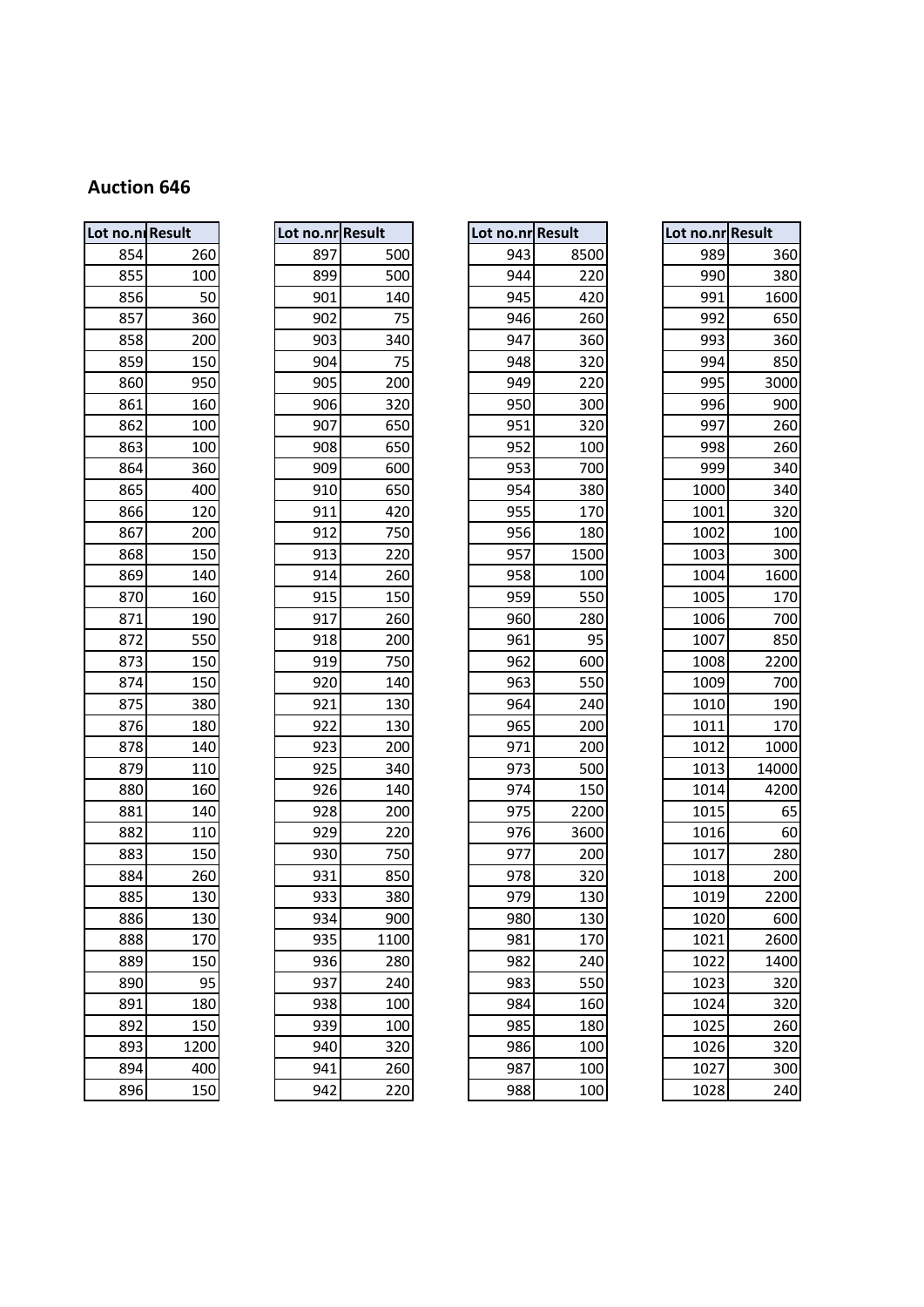## Auction 646

| Lot no.nr | Result |
|---|---|
| 854 | 260 |
| 855 | 100 |
| 856 | 50 |
| 857 | 360 |
| 858 | 200 |
| 859 | 150 |
| 860 | 950 |
| 861 | 160 |
| 862 | 100 |
| 863 | 100 |
| 864 | 360 |
| 865 | 400 |
| 866 | 120 |
| 867 | 200 |
| 868 | 150 |
| 869 | 140 |
| 870 | 160 |
| 871 | 190 |
| 872 | 550 |
| 873 | 150 |
| 874 | 150 |
| 875 | 380 |
| 876 | 180 |
| 878 | 140 |
| 879 | 110 |
| 880 | 160 |
| 881 | 140 |
| 882 | 110 |
| 883 | 150 |
| 884 | 260 |
| 885 | 130 |
| 886 | 130 |
| 888 | 170 |
| 889 | 150 |
| 890 | 95 |
| 891 | 180 |
| 892 | 150 |
| 893 | 1200 |
| 894 | 400 |
| 896 | 150 |

| Lot no.nr | Result |
|---|---|
| 897 | 500 |
| 899 | 500 |
| 901 | 140 |
| 902 | 75 |
| 903 | 340 |
| 904 | 75 |
| 905 | 200 |
| 906 | 320 |
| 907 | 650 |
| 908 | 650 |
| 909 | 600 |
| 910 | 650 |
| 911 | 420 |
| 912 | 750 |
| 913 | 220 |
| 914 | 260 |
| 915 | 150 |
| 917 | 260 |
| 918 | 200 |
| 919 | 750 |
| 920 | 140 |
| 921 | 130 |
| 922 | 130 |
| 923 | 200 |
| 925 | 340 |
| 926 | 140 |
| 928 | 200 |
| 929 | 220 |
| 930 | 750 |
| 931 | 850 |
| 933 | 380 |
| 934 | 900 |
| 935 | 1100 |
| 936 | 280 |
| 937 | 240 |
| 938 | 100 |
| 939 | 100 |
| 940 | 320 |
| 941 | 260 |
| 942 | 220 |

| Lot no.nr | Result |
|---|---|
| 943 | 8500 |
| 944 | 220 |
| 945 | 420 |
| 946 | 260 |
| 947 | 360 |
| 948 | 320 |
| 949 | 220 |
| 950 | 300 |
| 951 | 320 |
| 952 | 100 |
| 953 | 700 |
| 954 | 380 |
| 955 | 170 |
| 956 | 180 |
| 957 | 1500 |
| 958 | 100 |
| 959 | 550 |
| 960 | 280 |
| 961 | 95 |
| 962 | 600 |
| 963 | 550 |
| 964 | 240 |
| 965 | 200 |
| 971 | 200 |
| 973 | 500 |
| 974 | 150 |
| 975 | 2200 |
| 976 | 3600 |
| 977 | 200 |
| 978 | 320 |
| 979 | 130 |
| 980 | 130 |
| 981 | 170 |
| 982 | 240 |
| 983 | 550 |
| 984 | 160 |
| 985 | 180 |
| 986 | 100 |
| 987 | 100 |
| 988 | 100 |

| Lot no.nr | Result |
|---|---|
| 989 | 360 |
| 990 | 380 |
| 991 | 1600 |
| 992 | 650 |
| 993 | 360 |
| 994 | 850 |
| 995 | 3000 |
| 996 | 900 |
| 997 | 260 |
| 998 | 260 |
| 999 | 340 |
| 1000 | 340 |
| 1001 | 320 |
| 1002 | 100 |
| 1003 | 300 |
| 1004 | 1600 |
| 1005 | 170 |
| 1006 | 700 |
| 1007 | 850 |
| 1008 | 2200 |
| 1009 | 700 |
| 1010 | 190 |
| 1011 | 170 |
| 1012 | 1000 |
| 1013 | 14000 |
| 1014 | 4200 |
| 1015 | 65 |
| 1016 | 60 |
| 1017 | 280 |
| 1018 | 200 |
| 1019 | 2200 |
| 1020 | 600 |
| 1021 | 2600 |
| 1022 | 1400 |
| 1023 | 320 |
| 1024 | 320 |
| 1025 | 260 |
| 1026 | 320 |
| 1027 | 300 |
| 1028 | 240 |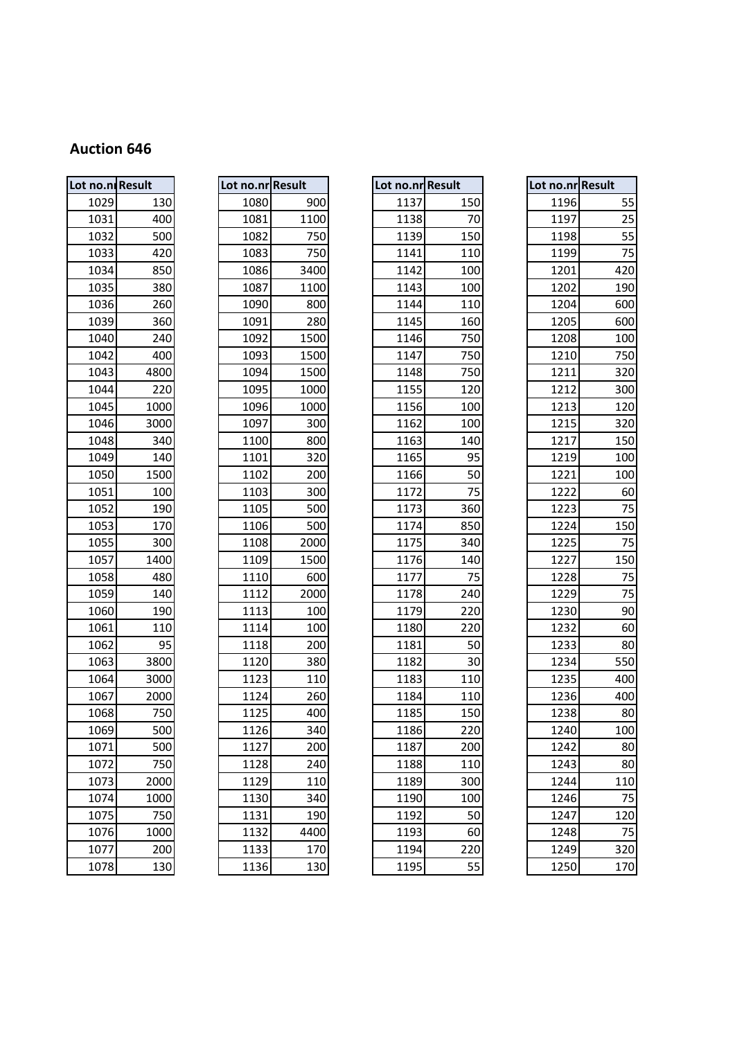## Auction 646

| Lot no.nr | Result |
|---|---|
| 1029 | 130 |
| 1031 | 400 |
| 1032 | 500 |
| 1033 | 420 |
| 1034 | 850 |
| 1035 | 380 |
| 1036 | 260 |
| 1039 | 360 |
| 1040 | 240 |
| 1042 | 400 |
| 1043 | 4800 |
| 1044 | 220 |
| 1045 | 1000 |
| 1046 | 3000 |
| 1048 | 340 |
| 1049 | 140 |
| 1050 | 1500 |
| 1051 | 100 |
| 1052 | 190 |
| 1053 | 170 |
| 1055 | 300 |
| 1057 | 1400 |
| 1058 | 480 |
| 1059 | 140 |
| 1060 | 190 |
| 1061 | 110 |
| 1062 | 95 |
| 1063 | 3800 |
| 1064 | 3000 |
| 1067 | 2000 |
| 1068 | 750 |
| 1069 | 500 |
| 1071 | 500 |
| 1072 | 750 |
| 1073 | 2000 |
| 1074 | 1000 |
| 1075 | 750 |
| 1076 | 1000 |
| 1077 | 200 |
| 1078 | 130 |

| Lot no.nr | Result |
|---|---|
| 1080 | 900 |
| 1081 | 1100 |
| 1082 | 750 |
| 1083 | 750 |
| 1086 | 3400 |
| 1087 | 1100 |
| 1090 | 800 |
| 1091 | 280 |
| 1092 | 1500 |
| 1093 | 1500 |
| 1094 | 1500 |
| 1095 | 1000 |
| 1096 | 1000 |
| 1097 | 300 |
| 1100 | 800 |
| 1101 | 320 |
| 1102 | 200 |
| 1103 | 300 |
| 1105 | 500 |
| 1106 | 500 |
| 1108 | 2000 |
| 1109 | 1500 |
| 1110 | 600 |
| 1112 | 2000 |
| 1113 | 100 |
| 1114 | 100 |
| 1118 | 200 |
| 1120 | 380 |
| 1123 | 110 |
| 1124 | 260 |
| 1125 | 400 |
| 1126 | 340 |
| 1127 | 200 |
| 1128 | 240 |
| 1129 | 110 |
| 1130 | 340 |
| 1131 | 190 |
| 1132 | 4400 |
| 1133 | 170 |
| 1136 | 130 |

| Lot no.nr | Result |
|---|---|
| 1137 | 150 |
| 1138 | 70 |
| 1139 | 150 |
| 1141 | 110 |
| 1142 | 100 |
| 1143 | 100 |
| 1144 | 110 |
| 1145 | 160 |
| 1146 | 750 |
| 1147 | 750 |
| 1148 | 750 |
| 1155 | 120 |
| 1156 | 100 |
| 1162 | 100 |
| 1163 | 140 |
| 1165 | 95 |
| 1166 | 50 |
| 1172 | 75 |
| 1173 | 360 |
| 1174 | 850 |
| 1175 | 340 |
| 1176 | 140 |
| 1177 | 75 |
| 1178 | 240 |
| 1179 | 220 |
| 1180 | 220 |
| 1181 | 50 |
| 1182 | 30 |
| 1183 | 110 |
| 1184 | 110 |
| 1185 | 150 |
| 1186 | 220 |
| 1187 | 200 |
| 1188 | 110 |
| 1189 | 300 |
| 1190 | 100 |
| 1192 | 50 |
| 1193 | 60 |
| 1194 | 220 |
| 1195 | 55 |

| Lot no.nr | Result |
|---|---|
| 1196 | 55 |
| 1197 | 25 |
| 1198 | 55 |
| 1199 | 75 |
| 1201 | 420 |
| 1202 | 190 |
| 1204 | 600 |
| 1205 | 600 |
| 1208 | 100 |
| 1210 | 750 |
| 1211 | 320 |
| 1212 | 300 |
| 1213 | 120 |
| 1215 | 320 |
| 1217 | 150 |
| 1219 | 100 |
| 1221 | 100 |
| 1222 | 60 |
| 1223 | 75 |
| 1224 | 150 |
| 1225 | 75 |
| 1227 | 150 |
| 1228 | 75 |
| 1229 | 75 |
| 1230 | 90 |
| 1232 | 60 |
| 1233 | 80 |
| 1234 | 550 |
| 1235 | 400 |
| 1236 | 400 |
| 1238 | 80 |
| 1240 | 100 |
| 1242 | 80 |
| 1243 | 80 |
| 1244 | 110 |
| 1246 | 75 |
| 1247 | 120 |
| 1248 | 75 |
| 1249 | 320 |
| 1250 | 170 |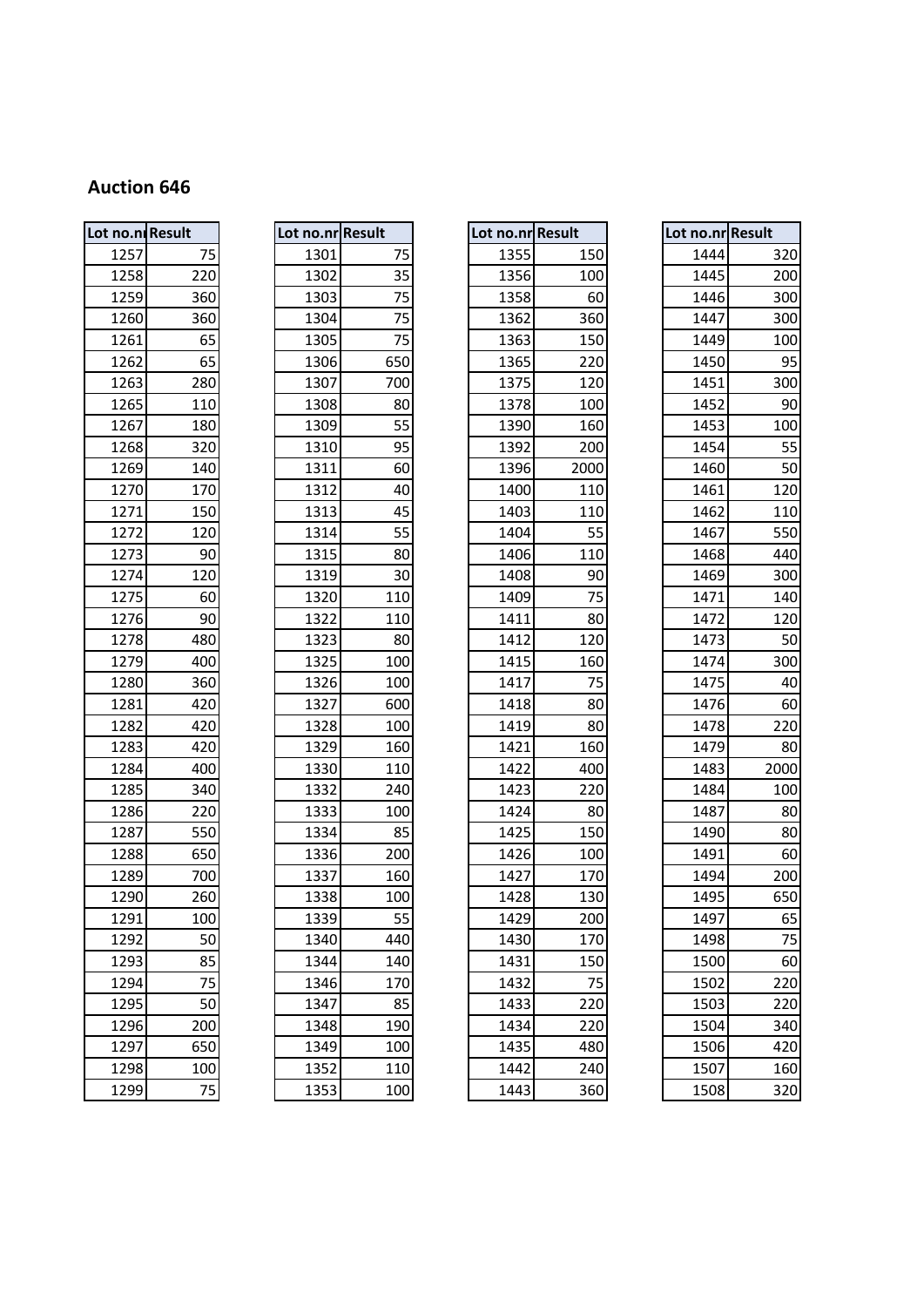## Auction 646

| Lot no.nr | Result |
|---|---|
| 1257 | 75 |
| 1258 | 220 |
| 1259 | 360 |
| 1260 | 360 |
| 1261 | 65 |
| 1262 | 65 |
| 1263 | 280 |
| 1265 | 110 |
| 1267 | 180 |
| 1268 | 320 |
| 1269 | 140 |
| 1270 | 170 |
| 1271 | 150 |
| 1272 | 120 |
| 1273 | 90 |
| 1274 | 120 |
| 1275 | 60 |
| 1276 | 90 |
| 1278 | 480 |
| 1279 | 400 |
| 1280 | 360 |
| 1281 | 420 |
| 1282 | 420 |
| 1283 | 420 |
| 1284 | 400 |
| 1285 | 340 |
| 1286 | 220 |
| 1287 | 550 |
| 1288 | 650 |
| 1289 | 700 |
| 1290 | 260 |
| 1291 | 100 |
| 1292 | 50 |
| 1293 | 85 |
| 1294 | 75 |
| 1295 | 50 |
| 1296 | 200 |
| 1297 | 650 |
| 1298 | 100 |
| 1299 | 75 |

| Lot no.nr | Result |
|---|---|
| 1301 | 75 |
| 1302 | 35 |
| 1303 | 75 |
| 1304 | 75 |
| 1305 | 75 |
| 1306 | 650 |
| 1307 | 700 |
| 1308 | 80 |
| 1309 | 55 |
| 1310 | 95 |
| 1311 | 60 |
| 1312 | 40 |
| 1313 | 45 |
| 1314 | 55 |
| 1315 | 80 |
| 1319 | 30 |
| 1320 | 110 |
| 1322 | 110 |
| 1323 | 80 |
| 1325 | 100 |
| 1326 | 100 |
| 1327 | 600 |
| 1328 | 100 |
| 1329 | 160 |
| 1330 | 110 |
| 1332 | 240 |
| 1333 | 100 |
| 1334 | 85 |
| 1336 | 200 |
| 1337 | 160 |
| 1338 | 100 |
| 1339 | 55 |
| 1340 | 440 |
| 1344 | 140 |
| 1346 | 170 |
| 1347 | 85 |
| 1348 | 190 |
| 1349 | 100 |
| 1352 | 110 |
| 1353 | 100 |

| Lot no.nr | Result |
|---|---|
| 1355 | 150 |
| 1356 | 100 |
| 1358 | 60 |
| 1362 | 360 |
| 1363 | 150 |
| 1365 | 220 |
| 1375 | 120 |
| 1378 | 100 |
| 1390 | 160 |
| 1392 | 200 |
| 1396 | 2000 |
| 1400 | 110 |
| 1403 | 110 |
| 1404 | 55 |
| 1406 | 110 |
| 1408 | 90 |
| 1409 | 75 |
| 1411 | 80 |
| 1412 | 120 |
| 1415 | 160 |
| 1417 | 75 |
| 1418 | 80 |
| 1419 | 80 |
| 1421 | 160 |
| 1422 | 400 |
| 1423 | 220 |
| 1424 | 80 |
| 1425 | 150 |
| 1426 | 100 |
| 1427 | 170 |
| 1428 | 130 |
| 1429 | 200 |
| 1430 | 170 |
| 1431 | 150 |
| 1432 | 75 |
| 1433 | 220 |
| 1434 | 220 |
| 1435 | 480 |
| 1442 | 240 |
| 1443 | 360 |

| Lot no.nr | Result |
|---|---|
| 1444 | 320 |
| 1445 | 200 |
| 1446 | 300 |
| 1447 | 300 |
| 1449 | 100 |
| 1450 | 95 |
| 1451 | 300 |
| 1452 | 90 |
| 1453 | 100 |
| 1454 | 55 |
| 1460 | 50 |
| 1461 | 120 |
| 1462 | 110 |
| 1467 | 550 |
| 1468 | 440 |
| 1469 | 300 |
| 1471 | 140 |
| 1472 | 120 |
| 1473 | 50 |
| 1474 | 300 |
| 1475 | 40 |
| 1476 | 60 |
| 1478 | 220 |
| 1479 | 80 |
| 1483 | 2000 |
| 1484 | 100 |
| 1487 | 80 |
| 1490 | 80 |
| 1491 | 60 |
| 1494 | 200 |
| 1495 | 650 |
| 1497 | 65 |
| 1498 | 75 |
| 1500 | 60 |
| 1502 | 220 |
| 1503 | 220 |
| 1504 | 340 |
| 1506 | 420 |
| 1507 | 160 |
| 1508 | 320 |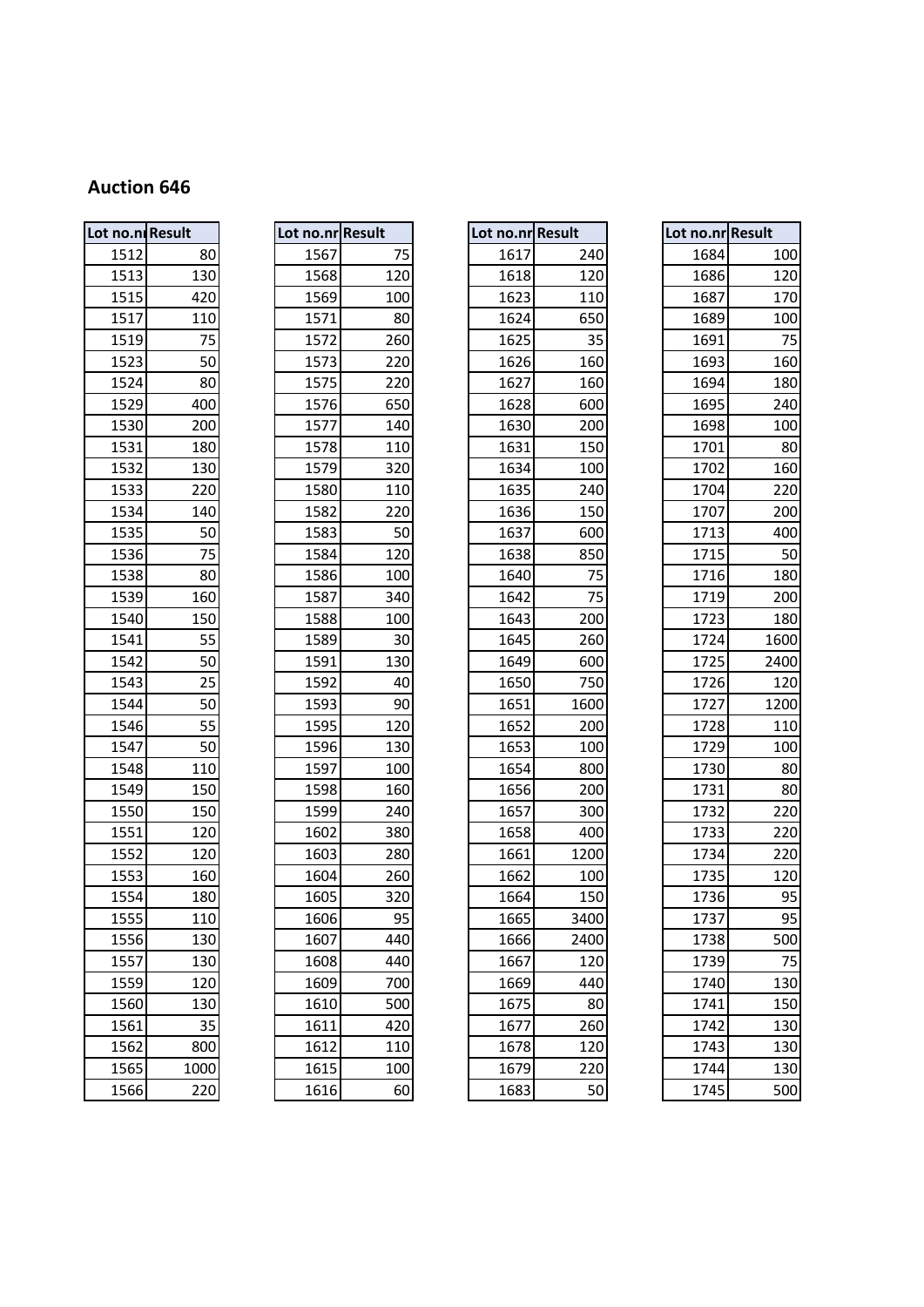## Auction 646

| Lot no.nr | Result |
|---|---|
| 1512 | 80 |
| 1513 | 130 |
| 1515 | 420 |
| 1517 | 110 |
| 1519 | 75 |
| 1523 | 50 |
| 1524 | 80 |
| 1529 | 400 |
| 1530 | 200 |
| 1531 | 180 |
| 1532 | 130 |
| 1533 | 220 |
| 1534 | 140 |
| 1535 | 50 |
| 1536 | 75 |
| 1538 | 80 |
| 1539 | 160 |
| 1540 | 150 |
| 1541 | 55 |
| 1542 | 50 |
| 1543 | 25 |
| 1544 | 50 |
| 1546 | 55 |
| 1547 | 50 |
| 1548 | 110 |
| 1549 | 150 |
| 1550 | 150 |
| 1551 | 120 |
| 1552 | 120 |
| 1553 | 160 |
| 1554 | 180 |
| 1555 | 110 |
| 1556 | 130 |
| 1557 | 130 |
| 1559 | 120 |
| 1560 | 130 |
| 1561 | 35 |
| 1562 | 800 |
| 1565 | 1000 |
| 1566 | 220 |

| Lot no.nr | Result |
|---|---|
| 1567 | 75 |
| 1568 | 120 |
| 1569 | 100 |
| 1571 | 80 |
| 1572 | 260 |
| 1573 | 220 |
| 1575 | 220 |
| 1576 | 650 |
| 1577 | 140 |
| 1578 | 110 |
| 1579 | 320 |
| 1580 | 110 |
| 1582 | 220 |
| 1583 | 50 |
| 1584 | 120 |
| 1586 | 100 |
| 1587 | 340 |
| 1588 | 100 |
| 1589 | 30 |
| 1591 | 130 |
| 1592 | 40 |
| 1593 | 90 |
| 1595 | 120 |
| 1596 | 130 |
| 1597 | 100 |
| 1598 | 160 |
| 1599 | 240 |
| 1602 | 380 |
| 1603 | 280 |
| 1604 | 260 |
| 1605 | 320 |
| 1606 | 95 |
| 1607 | 440 |
| 1608 | 440 |
| 1609 | 700 |
| 1610 | 500 |
| 1611 | 420 |
| 1612 | 110 |
| 1615 | 100 |
| 1616 | 60 |

| Lot no.nr | Result |
|---|---|
| 1617 | 240 |
| 1618 | 120 |
| 1623 | 110 |
| 1624 | 650 |
| 1625 | 35 |
| 1626 | 160 |
| 1627 | 160 |
| 1628 | 600 |
| 1630 | 200 |
| 1631 | 150 |
| 1634 | 100 |
| 1635 | 240 |
| 1636 | 150 |
| 1637 | 600 |
| 1638 | 850 |
| 1640 | 75 |
| 1642 | 75 |
| 1643 | 200 |
| 1645 | 260 |
| 1649 | 600 |
| 1650 | 750 |
| 1651 | 1600 |
| 1652 | 200 |
| 1653 | 100 |
| 1654 | 800 |
| 1656 | 200 |
| 1657 | 300 |
| 1658 | 400 |
| 1661 | 1200 |
| 1662 | 100 |
| 1664 | 150 |
| 1665 | 3400 |
| 1666 | 2400 |
| 1667 | 120 |
| 1669 | 440 |
| 1675 | 80 |
| 1677 | 260 |
| 1678 | 120 |
| 1679 | 220 |
| 1683 | 50 |

| Lot no.nr | Result |
|---|---|
| 1684 | 100 |
| 1686 | 120 |
| 1687 | 170 |
| 1689 | 100 |
| 1691 | 75 |
| 1693 | 160 |
| 1694 | 180 |
| 1695 | 240 |
| 1698 | 100 |
| 1701 | 80 |
| 1702 | 160 |
| 1704 | 220 |
| 1707 | 200 |
| 1713 | 400 |
| 1715 | 50 |
| 1716 | 180 |
| 1719 | 200 |
| 1723 | 180 |
| 1724 | 1600 |
| 1725 | 2400 |
| 1726 | 120 |
| 1727 | 1200 |
| 1728 | 110 |
| 1729 | 100 |
| 1730 | 80 |
| 1731 | 80 |
| 1732 | 220 |
| 1733 | 220 |
| 1734 | 220 |
| 1735 | 120 |
| 1736 | 95 |
| 1737 | 95 |
| 1738 | 500 |
| 1739 | 75 |
| 1740 | 130 |
| 1741 | 150 |
| 1742 | 130 |
| 1743 | 130 |
| 1744 | 130 |
| 1745 | 500 |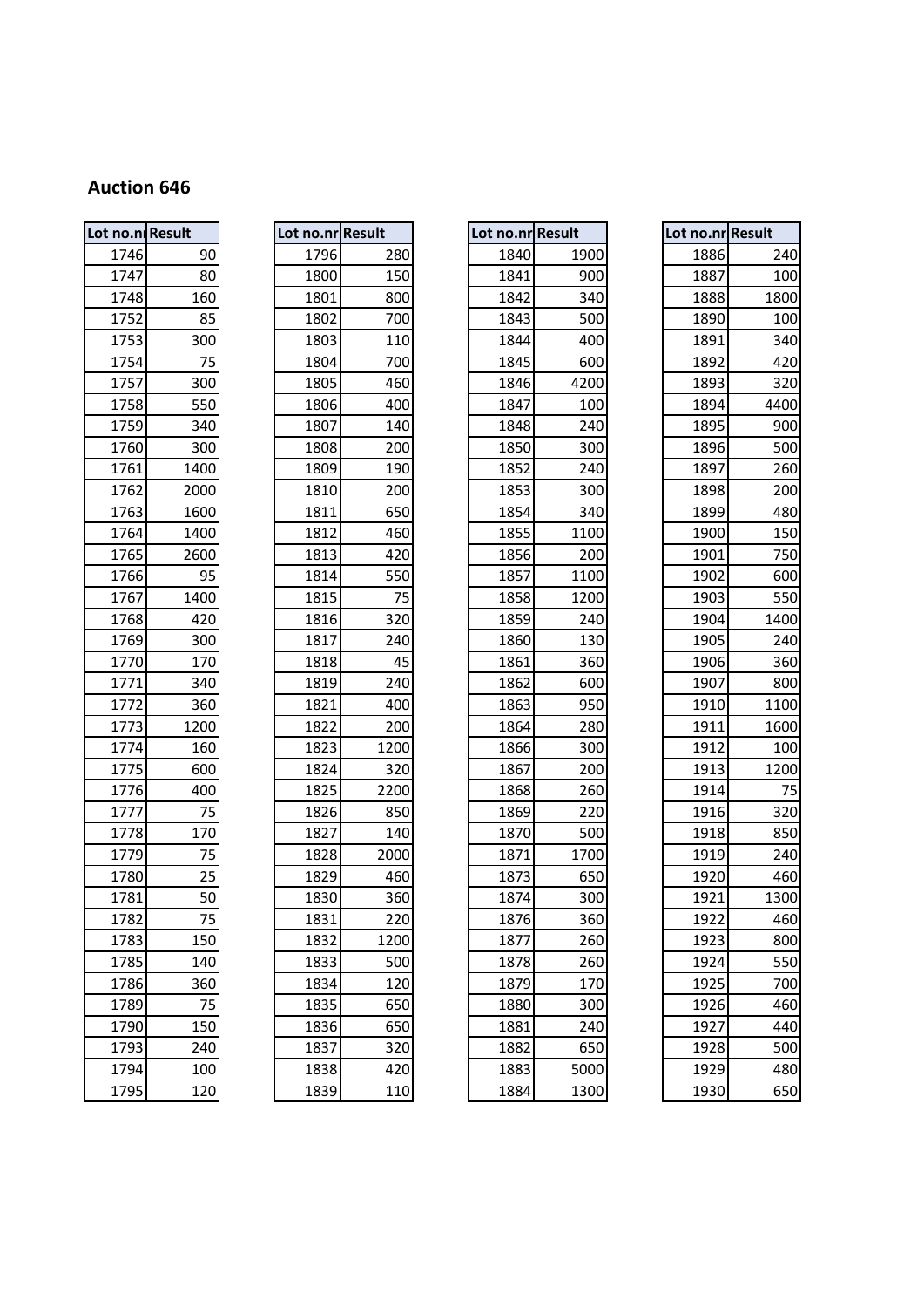## Auction 646

| Lot no.nr | Result |
|---|---|
| 1746 | 90 |
| 1747 | 80 |
| 1748 | 160 |
| 1752 | 85 |
| 1753 | 300 |
| 1754 | 75 |
| 1757 | 300 |
| 1758 | 550 |
| 1759 | 340 |
| 1760 | 300 |
| 1761 | 1400 |
| 1762 | 2000 |
| 1763 | 1600 |
| 1764 | 1400 |
| 1765 | 2600 |
| 1766 | 95 |
| 1767 | 1400 |
| 1768 | 420 |
| 1769 | 300 |
| 1770 | 170 |
| 1771 | 340 |
| 1772 | 360 |
| 1773 | 1200 |
| 1774 | 160 |
| 1775 | 600 |
| 1776 | 400 |
| 1777 | 75 |
| 1778 | 170 |
| 1779 | 75 |
| 1780 | 25 |
| 1781 | 50 |
| 1782 | 75 |
| 1783 | 150 |
| 1785 | 140 |
| 1786 | 360 |
| 1789 | 75 |
| 1790 | 150 |
| 1793 | 240 |
| 1794 | 100 |
| 1795 | 120 |

| Lot no.nr | Result |
|---|---|
| 1796 | 280 |
| 1800 | 150 |
| 1801 | 800 |
| 1802 | 700 |
| 1803 | 110 |
| 1804 | 700 |
| 1805 | 460 |
| 1806 | 400 |
| 1807 | 140 |
| 1808 | 200 |
| 1809 | 190 |
| 1810 | 200 |
| 1811 | 650 |
| 1812 | 460 |
| 1813 | 420 |
| 1814 | 550 |
| 1815 | 75 |
| 1816 | 320 |
| 1817 | 240 |
| 1818 | 45 |
| 1819 | 240 |
| 1821 | 400 |
| 1822 | 200 |
| 1823 | 1200 |
| 1824 | 320 |
| 1825 | 2200 |
| 1826 | 850 |
| 1827 | 140 |
| 1828 | 2000 |
| 1829 | 460 |
| 1830 | 360 |
| 1831 | 220 |
| 1832 | 1200 |
| 1833 | 500 |
| 1834 | 120 |
| 1835 | 650 |
| 1836 | 650 |
| 1837 | 320 |
| 1838 | 420 |
| 1839 | 110 |

| Lot no.nr | Result |
|---|---|
| 1840 | 1900 |
| 1841 | 900 |
| 1842 | 340 |
| 1843 | 500 |
| 1844 | 400 |
| 1845 | 600 |
| 1846 | 4200 |
| 1847 | 100 |
| 1848 | 240 |
| 1850 | 300 |
| 1852 | 240 |
| 1853 | 300 |
| 1854 | 340 |
| 1855 | 1100 |
| 1856 | 200 |
| 1857 | 1100 |
| 1858 | 1200 |
| 1859 | 240 |
| 1860 | 130 |
| 1861 | 360 |
| 1862 | 600 |
| 1863 | 950 |
| 1864 | 280 |
| 1866 | 300 |
| 1867 | 200 |
| 1868 | 260 |
| 1869 | 220 |
| 1870 | 500 |
| 1871 | 1700 |
| 1873 | 650 |
| 1874 | 300 |
| 1876 | 360 |
| 1877 | 260 |
| 1878 | 260 |
| 1879 | 170 |
| 1880 | 300 |
| 1881 | 240 |
| 1882 | 650 |
| 1883 | 5000 |
| 1884 | 1300 |

| Lot no.nr | Result |
|---|---|
| 1886 | 240 |
| 1887 | 100 |
| 1888 | 1800 |
| 1890 | 100 |
| 1891 | 340 |
| 1892 | 420 |
| 1893 | 320 |
| 1894 | 4400 |
| 1895 | 900 |
| 1896 | 500 |
| 1897 | 260 |
| 1898 | 200 |
| 1899 | 480 |
| 1900 | 150 |
| 1901 | 750 |
| 1902 | 600 |
| 1903 | 550 |
| 1904 | 1400 |
| 1905 | 240 |
| 1906 | 360 |
| 1907 | 800 |
| 1910 | 1100 |
| 1911 | 1600 |
| 1912 | 100 |
| 1913 | 1200 |
| 1914 | 75 |
| 1916 | 320 |
| 1918 | 850 |
| 1919 | 240 |
| 1920 | 460 |
| 1921 | 1300 |
| 1922 | 460 |
| 1923 | 800 |
| 1924 | 550 |
| 1925 | 700 |
| 1926 | 460 |
| 1927 | 440 |
| 1928 | 500 |
| 1929 | 480 |
| 1930 | 650 |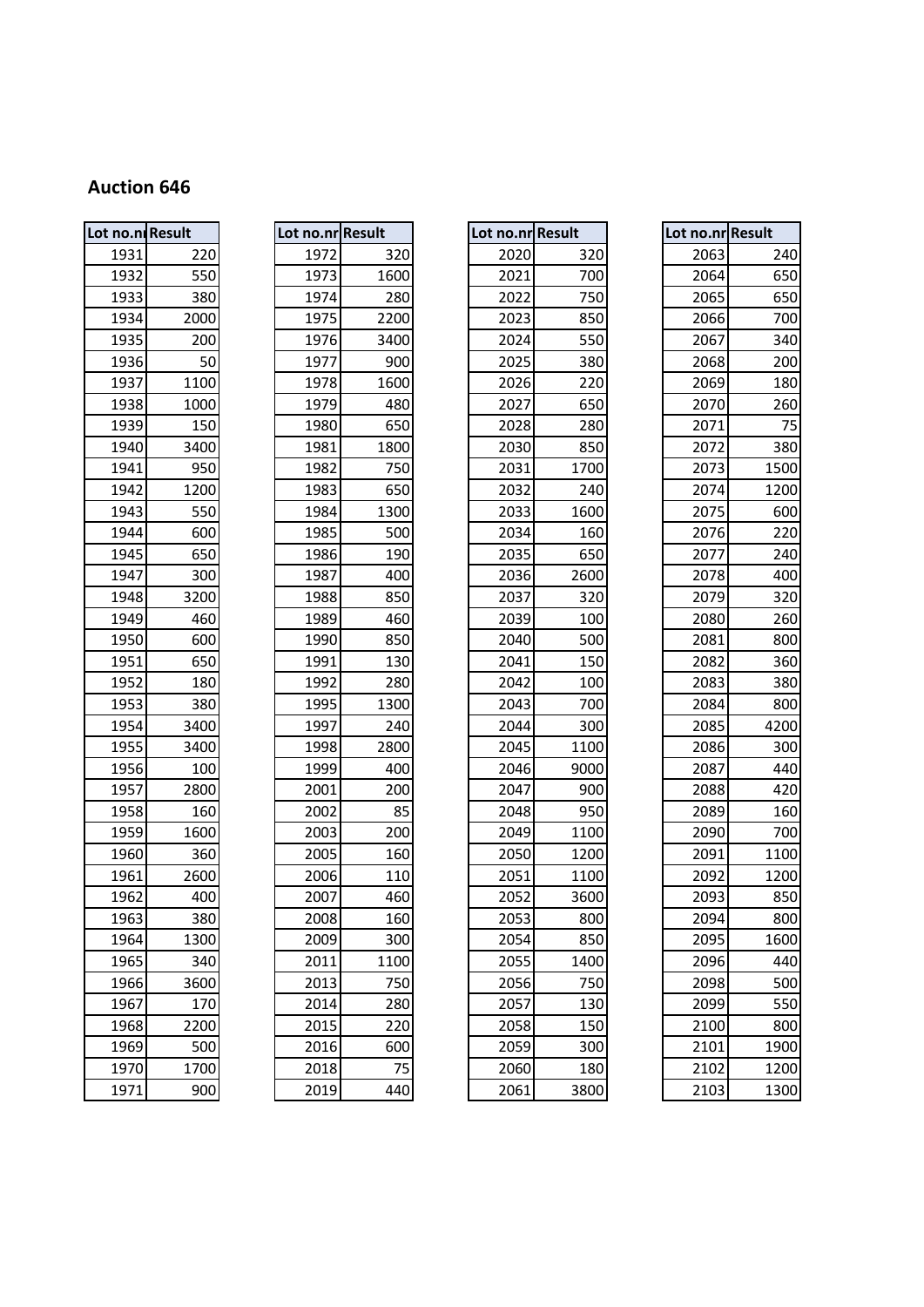**Auction 646**

| Lot no.nr | Result |
|---|---|
| 1931 | 220 |
| 1932 | 550 |
| 1933 | 380 |
| 1934 | 2000 |
| 1935 | 200 |
| 1936 | 50 |
| 1937 | 1100 |
| 1938 | 1000 |
| 1939 | 150 |
| 1940 | 3400 |
| 1941 | 950 |
| 1942 | 1200 |
| 1943 | 550 |
| 1944 | 600 |
| 1945 | 650 |
| 1947 | 300 |
| 1948 | 3200 |
| 1949 | 460 |
| 1950 | 600 |
| 1951 | 650 |
| 1952 | 180 |
| 1953 | 380 |
| 1954 | 3400 |
| 1955 | 3400 |
| 1956 | 100 |
| 1957 | 2800 |
| 1958 | 160 |
| 1959 | 1600 |
| 1960 | 360 |
| 1961 | 2600 |
| 1962 | 400 |
| 1963 | 380 |
| 1964 | 1300 |
| 1965 | 340 |
| 1966 | 3600 |
| 1967 | 170 |
| 1968 | 2200 |
| 1969 | 500 |
| 1970 | 1700 |
| 1971 | 900 |

| Lot no.nr | Result |
|---|---|
| 1972 | 320 |
| 1973 | 1600 |
| 1974 | 280 |
| 1975 | 2200 |
| 1976 | 3400 |
| 1977 | 900 |
| 1978 | 1600 |
| 1979 | 480 |
| 1980 | 650 |
| 1981 | 1800 |
| 1982 | 750 |
| 1983 | 650 |
| 1984 | 1300 |
| 1985 | 500 |
| 1986 | 190 |
| 1987 | 400 |
| 1988 | 850 |
| 1989 | 460 |
| 1990 | 850 |
| 1991 | 130 |
| 1992 | 280 |
| 1995 | 1300 |
| 1997 | 240 |
| 1998 | 2800 |
| 1999 | 400 |
| 2001 | 200 |
| 2002 | 85 |
| 2003 | 200 |
| 2005 | 160 |
| 2006 | 110 |
| 2007 | 460 |
| 2008 | 160 |
| 2009 | 300 |
| 2011 | 1100 |
| 2013 | 750 |
| 2014 | 280 |
| 2015 | 220 |
| 2016 | 600 |
| 2018 | 75 |
| 2019 | 440 |

| Lot no.nr | Result |
|---|---|
| 2020 | 320 |
| 2021 | 700 |
| 2022 | 750 |
| 2023 | 850 |
| 2024 | 550 |
| 2025 | 380 |
| 2026 | 220 |
| 2027 | 650 |
| 2028 | 280 |
| 2030 | 850 |
| 2031 | 1700 |
| 2032 | 240 |
| 2033 | 1600 |
| 2034 | 160 |
| 2035 | 650 |
| 2036 | 2600 |
| 2037 | 320 |
| 2039 | 100 |
| 2040 | 500 |
| 2041 | 150 |
| 2042 | 100 |
| 2043 | 700 |
| 2044 | 300 |
| 2045 | 1100 |
| 2046 | 9000 |
| 2047 | 900 |
| 2048 | 950 |
| 2049 | 1100 |
| 2050 | 1200 |
| 2051 | 1100 |
| 2052 | 3600 |
| 2053 | 800 |
| 2054 | 850 |
| 2055 | 1400 |
| 2056 | 750 |
| 2057 | 130 |
| 2058 | 150 |
| 2059 | 300 |
| 2060 | 180 |
| 2061 | 3800 |

| Lot no.nr | Result |
|---|---|
| 2063 | 240 |
| 2064 | 650 |
| 2065 | 650 |
| 2066 | 700 |
| 2067 | 340 |
| 2068 | 200 |
| 2069 | 180 |
| 2070 | 260 |
| 2071 | 75 |
| 2072 | 380 |
| 2073 | 1500 |
| 2074 | 1200 |
| 2075 | 600 |
| 2076 | 220 |
| 2077 | 240 |
| 2078 | 400 |
| 2079 | 320 |
| 2080 | 260 |
| 2081 | 800 |
| 2082 | 360 |
| 2083 | 380 |
| 2084 | 800 |
| 2085 | 4200 |
| 2086 | 300 |
| 2087 | 440 |
| 2088 | 420 |
| 2089 | 160 |
| 2090 | 700 |
| 2091 | 1100 |
| 2092 | 1200 |
| 2093 | 850 |
| 2094 | 800 |
| 2095 | 1600 |
| 2096 | 440 |
| 2098 | 500 |
| 2099 | 550 |
| 2100 | 800 |
| 2101 | 1900 |
| 2102 | 1200 |
| 2103 | 1300 |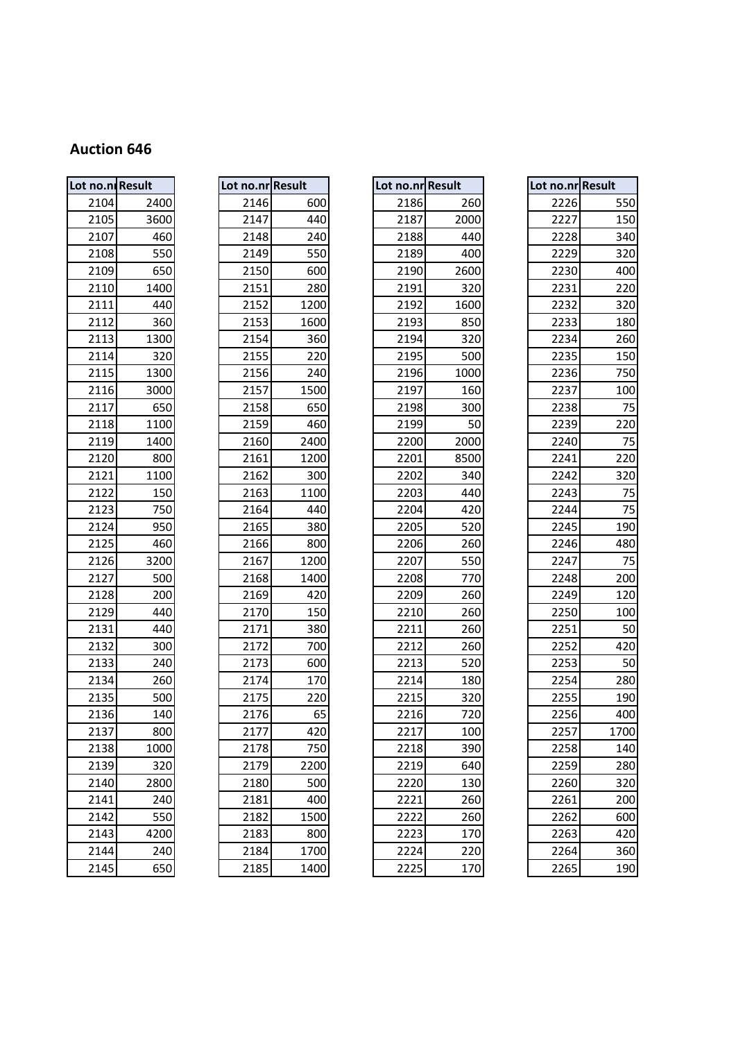## Auction 646

| Lot no.nr | Result |
|---|---|
| 2104 | 2400 |
| 2105 | 3600 |
| 2107 | 460 |
| 2108 | 550 |
| 2109 | 650 |
| 2110 | 1400 |
| 2111 | 440 |
| 2112 | 360 |
| 2113 | 1300 |
| 2114 | 320 |
| 2115 | 1300 |
| 2116 | 3000 |
| 2117 | 650 |
| 2118 | 1100 |
| 2119 | 1400 |
| 2120 | 800 |
| 2121 | 1100 |
| 2122 | 150 |
| 2123 | 750 |
| 2124 | 950 |
| 2125 | 460 |
| 2126 | 3200 |
| 2127 | 500 |
| 2128 | 200 |
| 2129 | 440 |
| 2131 | 440 |
| 2132 | 300 |
| 2133 | 240 |
| 2134 | 260 |
| 2135 | 500 |
| 2136 | 140 |
| 2137 | 800 |
| 2138 | 1000 |
| 2139 | 320 |
| 2140 | 2800 |
| 2141 | 240 |
| 2142 | 550 |
| 2143 | 4200 |
| 2144 | 240 |
| 2145 | 650 |

| Lot no.nr | Result |
|---|---|
| 2146 | 600 |
| 2147 | 440 |
| 2148 | 240 |
| 2149 | 550 |
| 2150 | 600 |
| 2151 | 280 |
| 2152 | 1200 |
| 2153 | 1600 |
| 2154 | 360 |
| 2155 | 220 |
| 2156 | 240 |
| 2157 | 1500 |
| 2158 | 650 |
| 2159 | 460 |
| 2160 | 2400 |
| 2161 | 1200 |
| 2162 | 300 |
| 2163 | 1100 |
| 2164 | 440 |
| 2165 | 380 |
| 2166 | 800 |
| 2167 | 1200 |
| 2168 | 1400 |
| 2169 | 420 |
| 2170 | 150 |
| 2171 | 380 |
| 2172 | 700 |
| 2173 | 600 |
| 2174 | 170 |
| 2175 | 220 |
| 2176 | 65 |
| 2177 | 420 |
| 2178 | 750 |
| 2179 | 2200 |
| 2180 | 500 |
| 2181 | 400 |
| 2182 | 1500 |
| 2183 | 800 |
| 2184 | 1700 |
| 2185 | 1400 |

| Lot no.nr | Result |
|---|---|
| 2186 | 260 |
| 2187 | 2000 |
| 2188 | 440 |
| 2189 | 400 |
| 2190 | 2600 |
| 2191 | 320 |
| 2192 | 1600 |
| 2193 | 850 |
| 2194 | 320 |
| 2195 | 500 |
| 2196 | 1000 |
| 2197 | 160 |
| 2198 | 300 |
| 2199 | 50 |
| 2200 | 2000 |
| 2201 | 8500 |
| 2202 | 340 |
| 2203 | 440 |
| 2204 | 420 |
| 2205 | 520 |
| 2206 | 260 |
| 2207 | 550 |
| 2208 | 770 |
| 2209 | 260 |
| 2210 | 260 |
| 2211 | 260 |
| 2212 | 260 |
| 2213 | 520 |
| 2214 | 180 |
| 2215 | 320 |
| 2216 | 720 |
| 2217 | 100 |
| 2218 | 390 |
| 2219 | 640 |
| 2220 | 130 |
| 2221 | 260 |
| 2222 | 260 |
| 2223 | 170 |
| 2224 | 220 |
| 2225 | 170 |

| Lot no.nr | Result |
|---|---|
| 2226 | 550 |
| 2227 | 150 |
| 2228 | 340 |
| 2229 | 320 |
| 2230 | 400 |
| 2231 | 220 |
| 2232 | 320 |
| 2233 | 180 |
| 2234 | 260 |
| 2235 | 150 |
| 2236 | 750 |
| 2237 | 100 |
| 2238 | 75 |
| 2239 | 220 |
| 2240 | 75 |
| 2241 | 220 |
| 2242 | 320 |
| 2243 | 75 |
| 2244 | 75 |
| 2245 | 190 |
| 2246 | 480 |
| 2247 | 75 |
| 2248 | 200 |
| 2249 | 120 |
| 2250 | 100 |
| 2251 | 50 |
| 2252 | 420 |
| 2253 | 50 |
| 2254 | 280 |
| 2255 | 190 |
| 2256 | 400 |
| 2257 | 1700 |
| 2258 | 140 |
| 2259 | 280 |
| 2260 | 320 |
| 2261 | 200 |
| 2262 | 600 |
| 2263 | 420 |
| 2264 | 360 |
| 2265 | 190 |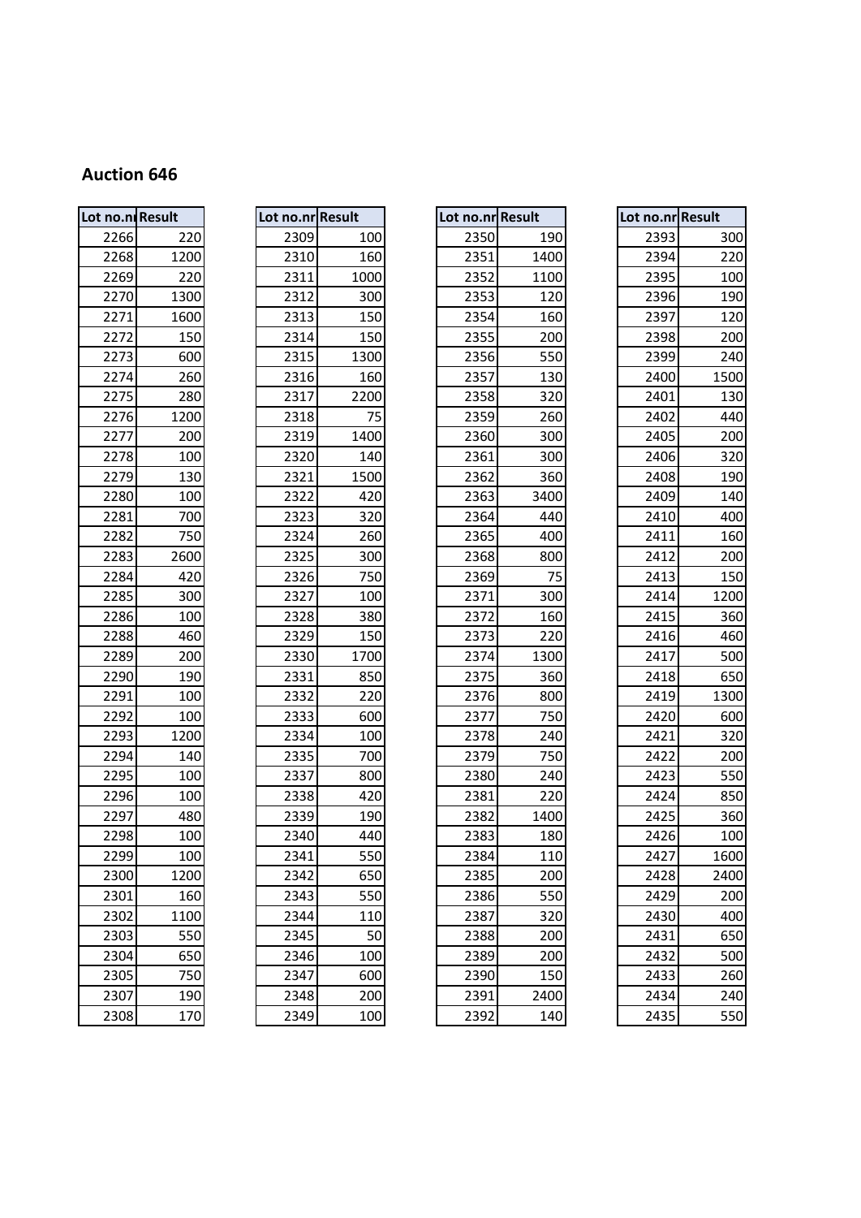## Auction 646

| Lot no.nr | Result |
|---|---|
| 2266 | 220 |
| 2268 | 1200 |
| 2269 | 220 |
| 2270 | 1300 |
| 2271 | 1600 |
| 2272 | 150 |
| 2273 | 600 |
| 2274 | 260 |
| 2275 | 280 |
| 2276 | 1200 |
| 2277 | 200 |
| 2278 | 100 |
| 2279 | 130 |
| 2280 | 100 |
| 2281 | 700 |
| 2282 | 750 |
| 2283 | 2600 |
| 2284 | 420 |
| 2285 | 300 |
| 2286 | 100 |
| 2288 | 460 |
| 2289 | 200 |
| 2290 | 190 |
| 2291 | 100 |
| 2292 | 100 |
| 2293 | 1200 |
| 2294 | 140 |
| 2295 | 100 |
| 2296 | 100 |
| 2297 | 480 |
| 2298 | 100 |
| 2299 | 100 |
| 2300 | 1200 |
| 2301 | 160 |
| 2302 | 1100 |
| 2303 | 550 |
| 2304 | 650 |
| 2305 | 750 |
| 2307 | 190 |
| 2308 | 170 |

| Lot no.nr | Result |
|---|---|
| 2309 | 100 |
| 2310 | 160 |
| 2311 | 1000 |
| 2312 | 300 |
| 2313 | 150 |
| 2314 | 150 |
| 2315 | 1300 |
| 2316 | 160 |
| 2317 | 2200 |
| 2318 | 75 |
| 2319 | 1400 |
| 2320 | 140 |
| 2321 | 1500 |
| 2322 | 420 |
| 2323 | 320 |
| 2324 | 260 |
| 2325 | 300 |
| 2326 | 750 |
| 2327 | 100 |
| 2328 | 380 |
| 2329 | 150 |
| 2330 | 1700 |
| 2331 | 850 |
| 2332 | 220 |
| 2333 | 600 |
| 2334 | 100 |
| 2335 | 700 |
| 2337 | 800 |
| 2338 | 420 |
| 2339 | 190 |
| 2340 | 440 |
| 2341 | 550 |
| 2342 | 650 |
| 2343 | 550 |
| 2344 | 110 |
| 2345 | 50 |
| 2346 | 100 |
| 2347 | 600 |
| 2348 | 200 |
| 2349 | 100 |

| Lot no.nr | Result |
|---|---|
| 2350 | 190 |
| 2351 | 1400 |
| 2352 | 1100 |
| 2353 | 120 |
| 2354 | 160 |
| 2355 | 200 |
| 2356 | 550 |
| 2357 | 130 |
| 2358 | 320 |
| 2359 | 260 |
| 2360 | 300 |
| 2361 | 300 |
| 2362 | 360 |
| 2363 | 3400 |
| 2364 | 440 |
| 2365 | 400 |
| 2368 | 800 |
| 2369 | 75 |
| 2371 | 300 |
| 2372 | 160 |
| 2373 | 220 |
| 2374 | 1300 |
| 2375 | 360 |
| 2376 | 800 |
| 2377 | 750 |
| 2378 | 240 |
| 2379 | 750 |
| 2380 | 240 |
| 2381 | 220 |
| 2382 | 1400 |
| 2383 | 180 |
| 2384 | 110 |
| 2385 | 200 |
| 2386 | 550 |
| 2387 | 320 |
| 2388 | 200 |
| 2389 | 200 |
| 2390 | 150 |
| 2391 | 2400 |
| 2392 | 140 |

| Lot no.nr | Result |
|---|---|
| 2393 | 300 |
| 2394 | 220 |
| 2395 | 100 |
| 2396 | 190 |
| 2397 | 120 |
| 2398 | 200 |
| 2399 | 240 |
| 2400 | 1500 |
| 2401 | 130 |
| 2402 | 440 |
| 2405 | 200 |
| 2406 | 320 |
| 2408 | 190 |
| 2409 | 140 |
| 2410 | 400 |
| 2411 | 160 |
| 2412 | 200 |
| 2413 | 150 |
| 2414 | 1200 |
| 2415 | 360 |
| 2416 | 460 |
| 2417 | 500 |
| 2418 | 650 |
| 2419 | 1300 |
| 2420 | 600 |
| 2421 | 320 |
| 2422 | 200 |
| 2423 | 550 |
| 2424 | 850 |
| 2425 | 360 |
| 2426 | 100 |
| 2427 | 1600 |
| 2428 | 2400 |
| 2429 | 200 |
| 2430 | 400 |
| 2431 | 650 |
| 2432 | 500 |
| 2433 | 260 |
| 2434 | 240 |
| 2435 | 550 |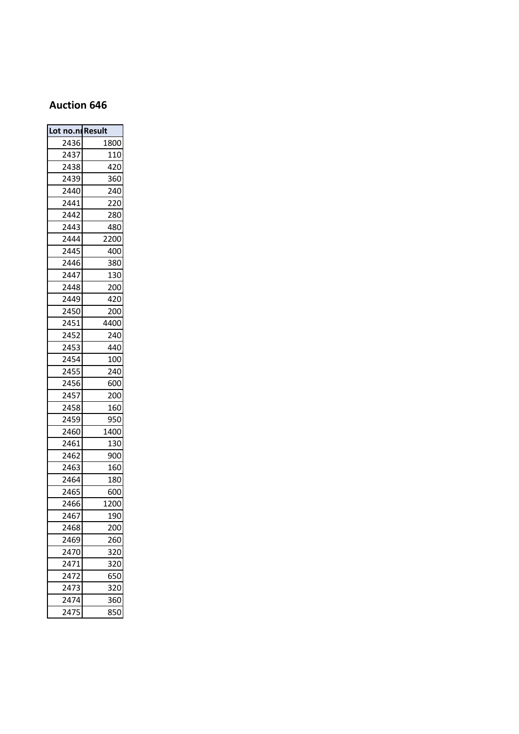# Auction 646

| Lot no.nu | Result |
|---|---|
| 2436 | 1800 |
| 2437 | 110 |
| 2438 | 420 |
| 2439 | 360 |
| 2440 | 240 |
| 2441 | 220 |
| 2442 | 280 |
| 2443 | 480 |
| 2444 | 2200 |
| 2445 | 400 |
| 2446 | 380 |
| 2447 | 130 |
| 2448 | 200 |
| 2449 | 420 |
| 2450 | 200 |
| 2451 | 4400 |
| 2452 | 240 |
| 2453 | 440 |
| 2454 | 100 |
| 2455 | 240 |
| 2456 | 600 |
| 2457 | 200 |
| 2458 | 160 |
| 2459 | 950 |
| 2460 | 1400 |
| 2461 | 130 |
| 2462 | 900 |
| 2463 | 160 |
| 2464 | 180 |
| 2465 | 600 |
| 2466 | 1200 |
| 2467 | 190 |
| 2468 | 200 |
| 2469 | 260 |
| 2470 | 320 |
| 2471 | 320 |
| 2472 | 650 |
| 2473 | 320 |
| 2474 | 360 |
| 2475 | 850 |